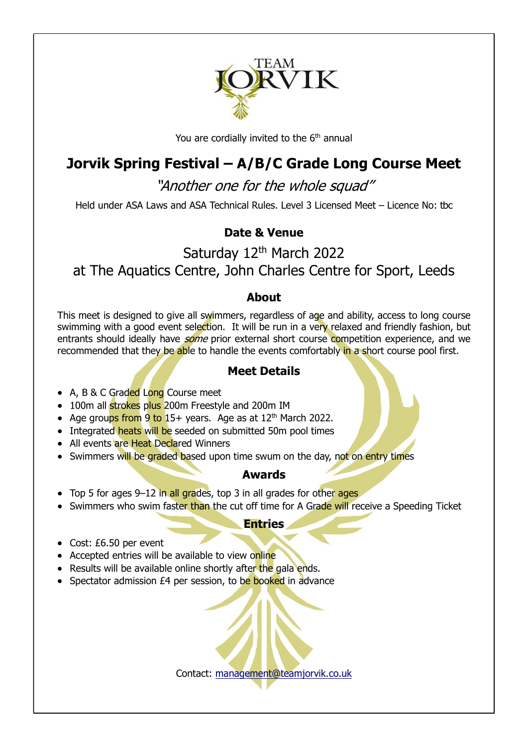TEAM JORVIK

You are cordially invited to the 6th annual

# Jorvik Spring Festival – A/B/C Grade Long Course Meet

*"Another one for the whole squad"*

Held under ASA Laws and ASA Technical Rules. Level 3 Licensed Meet – Licence No: tbc

## Date & Venue

Saturday 12th March 2022
at The Aquatics Centre, John Charles Centre for Sport, Leeds

## About

This meet is designed to give all swimmers, regardless of age and ability, access to long course swimming with a good event selection. It will be run in a very relaxed and friendly fashion, but entrants should ideally have *some* prior external short course competition experience, and we recommended that they be able to handle the events comfortably in a short course pool first.

## Meet Details

- A, B & C Graded Long Course meet
- 100m all strokes plus 200m Freestyle and 200m IM
- Age groups from 9 to 15+ years. Age as at 12th March 2022.
- Integrated heats will be seeded on submitted 50m pool times
- All events are Heat Declared Winners
- Swimmers will be graded based upon time swum on the day, not on entry times

## Awards

- Top 5 for ages 9–12 in all grades, top 3 in all grades for other ages
- Swimmers who swim faster than the cut off time for A Grade will receive a Speeding Ticket

## Entries

- Cost: £6.50 per event
- Accepted entries will be available to view online
- Results will be available online shortly after the gala ends.
- Spectator admission £4 per session, to be booked in advance

Contact: management@teamjorvik.co.uk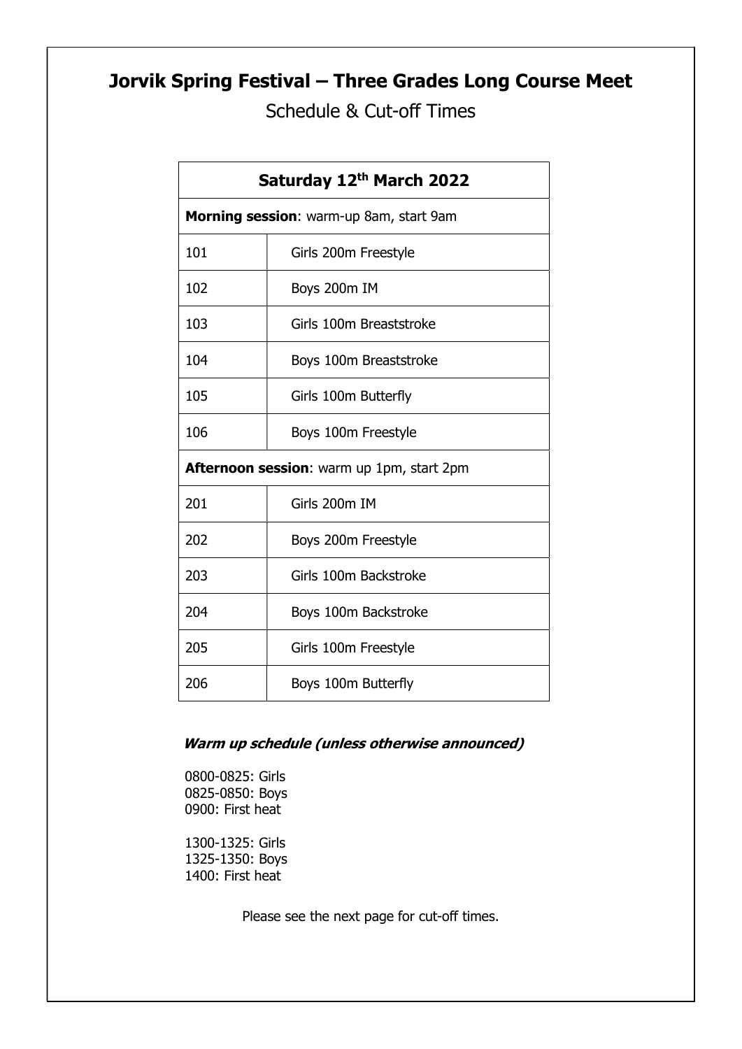# Jorvik Spring Festival – Three Grades Long Course Meet

Schedule & Cut-off Times

| Saturday 12th March 2022 | |
|---|---|
| **Morning session**: warm-up 8am, start 9am | |
| 101 | Girls 200m Freestyle |
| 102 | Boys 200m IM |
| 103 | Girls 100m Breaststroke |
| 104 | Boys 100m Breaststroke |
| 105 | Girls 100m Butterfly |
| 106 | Boys 100m Freestyle |
| **Afternoon session**: warm up 1pm, start 2pm | |
| 201 | Girls 200m IM |
| 202 | Boys 200m Freestyle |
| 203 | Girls 100m Backstroke |
| 204 | Boys 100m Backstroke |
| 205 | Girls 100m Freestyle |
| 206 | Boys 100m Butterfly |

***Warm up schedule (unless otherwise announced)***

0800-0825: Girls
0825-0850: Boys
0900: First heat

1300-1325: Girls
1325-1350: Boys
1400: First heat

Please see the next page for cut-off times.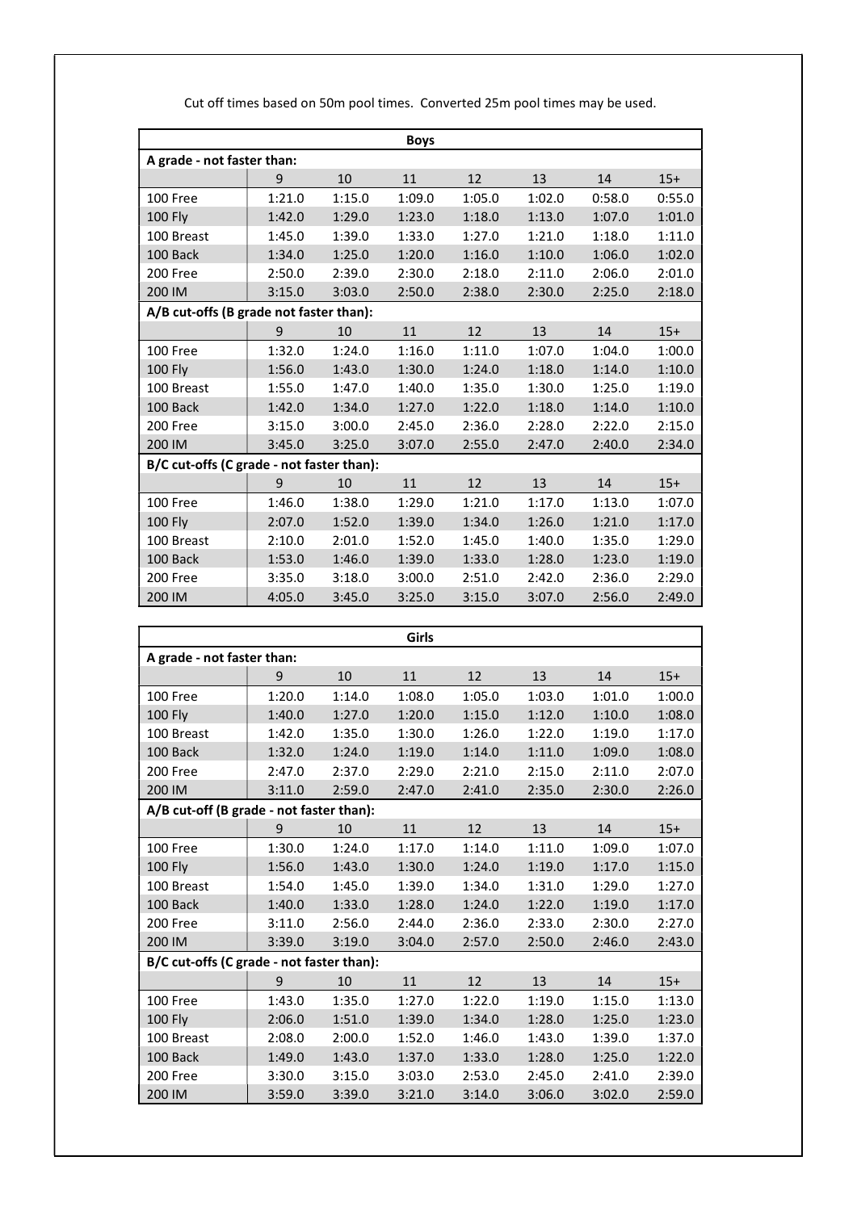Cut off times based on 50m pool times. Converted 25m pool times may be used.

| Boys | | | | | | | |
|---|---|---|---|---|---|---|---|
| **A grade - not faster than:** | | | | | | | |
| | 9 | 10 | 11 | 12 | 13 | 14 | 15+ |
| 100 Free | 1:21.0 | 1:15.0 | 1:09.0 | 1:05.0 | 1:02.0 | 0:58.0 | 0:55.0 |
| 100 Fly | 1:42.0 | 1:29.0 | 1:23.0 | 1:18.0 | 1:13.0 | 1:07.0 | 1:01.0 |
| 100 Breast | 1:45.0 | 1:39.0 | 1:33.0 | 1:27.0 | 1:21.0 | 1:18.0 | 1:11.0 |
| 100 Back | 1:34.0 | 1:25.0 | 1:20.0 | 1:16.0 | 1:10.0 | 1:06.0 | 1:02.0 |
| 200 Free | 2:50.0 | 2:39.0 | 2:30.0 | 2:18.0 | 2:11.0 | 2:06.0 | 2:01.0 |
| 200 IM | 3:15.0 | 3:03.0 | 2:50.0 | 2:38.0 | 2:30.0 | 2:25.0 | 2:18.0 |
| **A/B cut-offs (B grade not faster than):** | | | | | | | |
| | 9 | 10 | 11 | 12 | 13 | 14 | 15+ |
| 100 Free | 1:32.0 | 1:24.0 | 1:16.0 | 1:11.0 | 1:07.0 | 1:04.0 | 1:00.0 |
| 100 Fly | 1:56.0 | 1:43.0 | 1:30.0 | 1:24.0 | 1:18.0 | 1:14.0 | 1:10.0 |
| 100 Breast | 1:55.0 | 1:47.0 | 1:40.0 | 1:35.0 | 1:30.0 | 1:25.0 | 1:19.0 |
| 100 Back | 1:42.0 | 1:34.0 | 1:27.0 | 1:22.0 | 1:18.0 | 1:14.0 | 1:10.0 |
| 200 Free | 3:15.0 | 3:00.0 | 2:45.0 | 2:36.0 | 2:28.0 | 2:22.0 | 2:15.0 |
| 200 IM | 3:45.0 | 3:25.0 | 3:07.0 | 2:55.0 | 2:47.0 | 2:40.0 | 2:34.0 |
| **B/C cut-offs (C grade - not faster than):** | | | | | | | |
| | 9 | 10 | 11 | 12 | 13 | 14 | 15+ |
| 100 Free | 1:46.0 | 1:38.0 | 1:29.0 | 1:21.0 | 1:17.0 | 1:13.0 | 1:07.0 |
| 100 Fly | 2:07.0 | 1:52.0 | 1:39.0 | 1:34.0 | 1:26.0 | 1:21.0 | 1:17.0 |
| 100 Breast | 2:10.0 | 2:01.0 | 1:52.0 | 1:45.0 | 1:40.0 | 1:35.0 | 1:29.0 |
| 100 Back | 1:53.0 | 1:46.0 | 1:39.0 | 1:33.0 | 1:28.0 | 1:23.0 | 1:19.0 |
| 200 Free | 3:35.0 | 3:18.0 | 3:00.0 | 2:51.0 | 2:42.0 | 2:36.0 | 2:29.0 |
| 200 IM | 4:05.0 | 3:45.0 | 3:25.0 | 3:15.0 | 3:07.0 | 2:56.0 | 2:49.0 |

| Girls | | | | | | | |
|---|---|---|---|---|---|---|---|
| **A grade - not faster than:** | | | | | | | |
| | 9 | 10 | 11 | 12 | 13 | 14 | 15+ |
| 100 Free | 1:20.0 | 1:14.0 | 1:08.0 | 1:05.0 | 1:03.0 | 1:01.0 | 1:00.0 |
| 100 Fly | 1:40.0 | 1:27.0 | 1:20.0 | 1:15.0 | 1:12.0 | 1:10.0 | 1:08.0 |
| 100 Breast | 1:42.0 | 1:35.0 | 1:30.0 | 1:26.0 | 1:22.0 | 1:19.0 | 1:17.0 |
| 100 Back | 1:32.0 | 1:24.0 | 1:19.0 | 1:14.0 | 1:11.0 | 1:09.0 | 1:08.0 |
| 200 Free | 2:47.0 | 2:37.0 | 2:29.0 | 2:21.0 | 2:15.0 | 2:11.0 | 2:07.0 |
| 200 IM | 3:11.0 | 2:59.0 | 2:47.0 | 2:41.0 | 2:35.0 | 2:30.0 | 2:26.0 |
| **A/B cut-off (B grade - not faster than):** | | | | | | | |
| | 9 | 10 | 11 | 12 | 13 | 14 | 15+ |
| 100 Free | 1:30.0 | 1:24.0 | 1:17.0 | 1:14.0 | 1:11.0 | 1:09.0 | 1:07.0 |
| 100 Fly | 1:56.0 | 1:43.0 | 1:30.0 | 1:24.0 | 1:19.0 | 1:17.0 | 1:15.0 |
| 100 Breast | 1:54.0 | 1:45.0 | 1:39.0 | 1:34.0 | 1:31.0 | 1:29.0 | 1:27.0 |
| 100 Back | 1:40.0 | 1:33.0 | 1:28.0 | 1:24.0 | 1:22.0 | 1:19.0 | 1:17.0 |
| 200 Free | 3:11.0 | 2:56.0 | 2:44.0 | 2:36.0 | 2:33.0 | 2:30.0 | 2:27.0 |
| 200 IM | 3:39.0 | 3:19.0 | 3:04.0 | 2:57.0 | 2:50.0 | 2:46.0 | 2:43.0 |
| **B/C cut-offs (C grade - not faster than):** | | | | | | | |
| | 9 | 10 | 11 | 12 | 13 | 14 | 15+ |
| 100 Free | 1:43.0 | 1:35.0 | 1:27.0 | 1:22.0 | 1:19.0 | 1:15.0 | 1:13.0 |
| 100 Fly | 2:06.0 | 1:51.0 | 1:39.0 | 1:34.0 | 1:28.0 | 1:25.0 | 1:23.0 |
| 100 Breast | 2:08.0 | 2:00.0 | 1:52.0 | 1:46.0 | 1:43.0 | 1:39.0 | 1:37.0 |
| 100 Back | 1:49.0 | 1:43.0 | 1:37.0 | 1:33.0 | 1:28.0 | 1:25.0 | 1:22.0 |
| 200 Free | 3:30.0 | 3:15.0 | 3:03.0 | 2:53.0 | 2:45.0 | 2:41.0 | 2:39.0 |
| 200 IM | 3:59.0 | 3:39.0 | 3:21.0 | 3:14.0 | 3:06.0 | 3:02.0 | 2:59.0 |